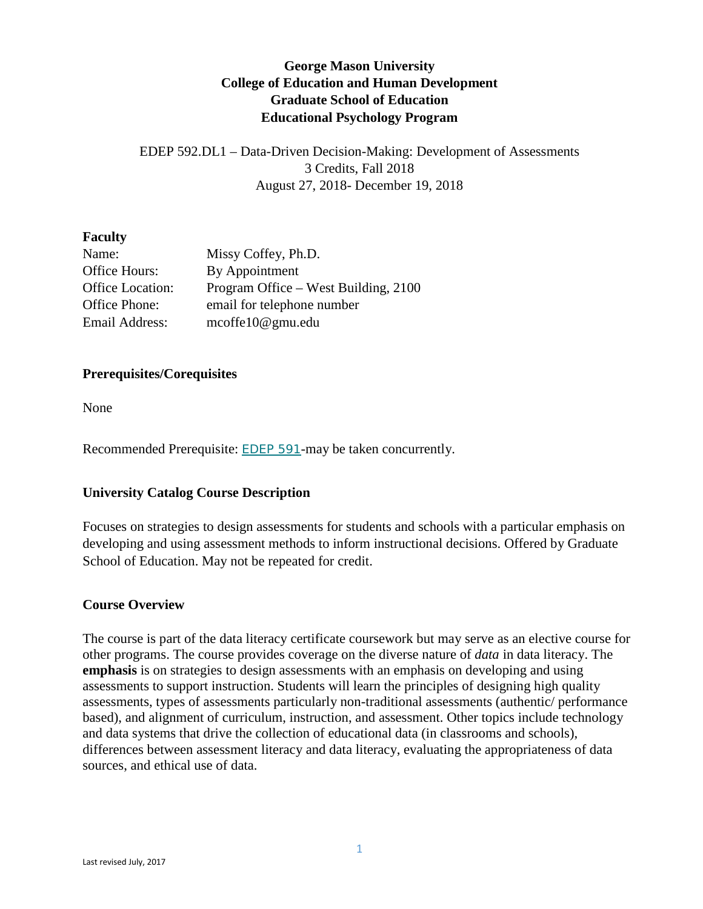# George Mason University
# College of Education and Human Development
# Graduate School of Education
# Educational Psychology Program

EDEP 592.DL1 – Data-Driven Decision-Making: Development of Assessments
3 Credits, Fall 2018
August 27, 2018- December 19, 2018

## Faculty

| | |
|---|---|
| Name: | Missy Coffey, Ph.D. |
| Office Hours: | By Appointment |
| Office Location: | Program Office – West Building, 2100 |
| Office Phone: | email for telephone number |
| Email Address: | mcoffe10@gmu.edu |

## Prerequisites/Corequisites

None

Recommended Prerequisite: EDEP 591-may be taken concurrently.

## University Catalog Course Description

Focuses on strategies to design assessments for students and schools with a particular emphasis on developing and using assessment methods to inform instructional decisions. Offered by Graduate School of Education. May not be repeated for credit.

## Course Overview

The course is part of the data literacy certificate coursework but may serve as an elective course for other programs. The course provides coverage on the diverse nature of *data* in data literacy. The **emphasis** is on strategies to design assessments with an emphasis on developing and using assessments to support instruction. Students will learn the principles of designing high quality assessments, types of assessments particularly non-traditional assessments (authentic/ performance based), and alignment of curriculum, instruction, and assessment. Other topics include technology and data systems that drive the collection of educational data (in classrooms and schools), differences between assessment literacy and data literacy, evaluating the appropriateness of data sources, and ethical use of data.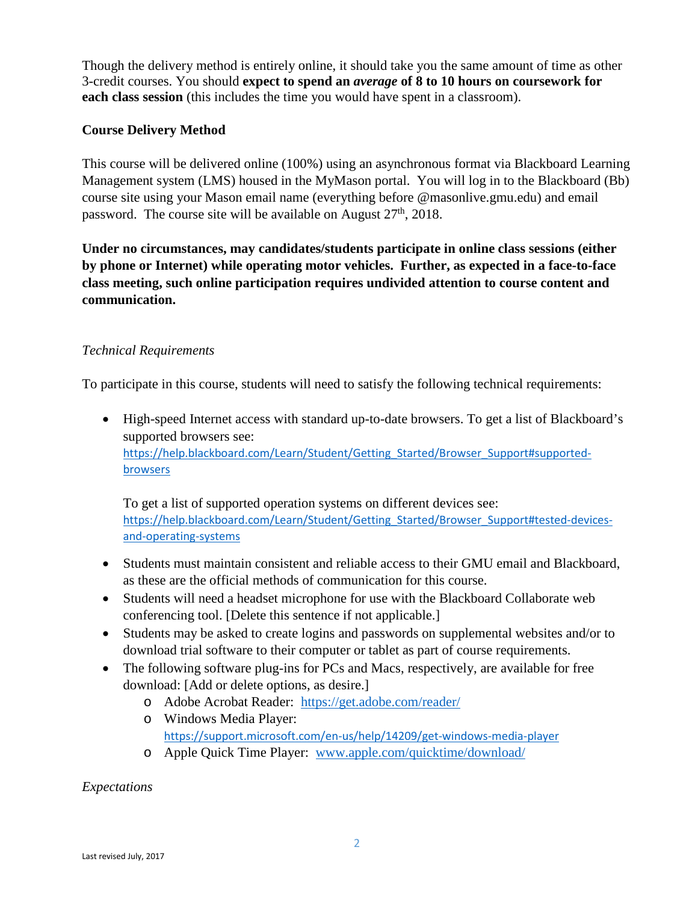Though the delivery method is entirely online, it should take you the same amount of time as other 3-credit courses. You should **expect to spend an *average* of 8 to 10 hours on coursework for each class session** (this includes the time you would have spent in a classroom).

**Course Delivery Method**

This course will be delivered online (100%) using an asynchronous format via Blackboard Learning Management system (LMS) housed in the MyMason portal. You will log in to the Blackboard (Bb) course site using your Mason email name (everything before @masonlive.gmu.edu) and email password. The course site will be available on August 27th, 2018.

**Under no circumstances, may candidates/students participate in online class sessions (either by phone or Internet) while operating motor vehicles. Further, as expected in a face-to-face class meeting, such online participation requires undivided attention to course content and communication.**

*Technical Requirements*

To participate in this course, students will need to satisfy the following technical requirements:

- High-speed Internet access with standard up-to-date browsers. To get a list of Blackboard's supported browsers see: https://help.blackboard.com/Learn/Student/Getting_Started/Browser_Support#supported-browsers

  To get a list of supported operation systems on different devices see: https://help.blackboard.com/Learn/Student/Getting_Started/Browser_Support#tested-devices-and-operating-systems
- Students must maintain consistent and reliable access to their GMU email and Blackboard, as these are the official methods of communication for this course.
- Students will need a headset microphone for use with the Blackboard Collaborate web conferencing tool. [Delete this sentence if not applicable.]
- Students may be asked to create logins and passwords on supplemental websites and/or to download trial software to their computer or tablet as part of course requirements.
- The following software plug-ins for PCs and Macs, respectively, are available for free download: [Add or delete options, as desire.]
  - Adobe Acrobat Reader: https://get.adobe.com/reader/
  - Windows Media Player: https://support.microsoft.com/en-us/help/14209/get-windows-media-player
  - Apple Quick Time Player: www.apple.com/quicktime/download/

*Expectations*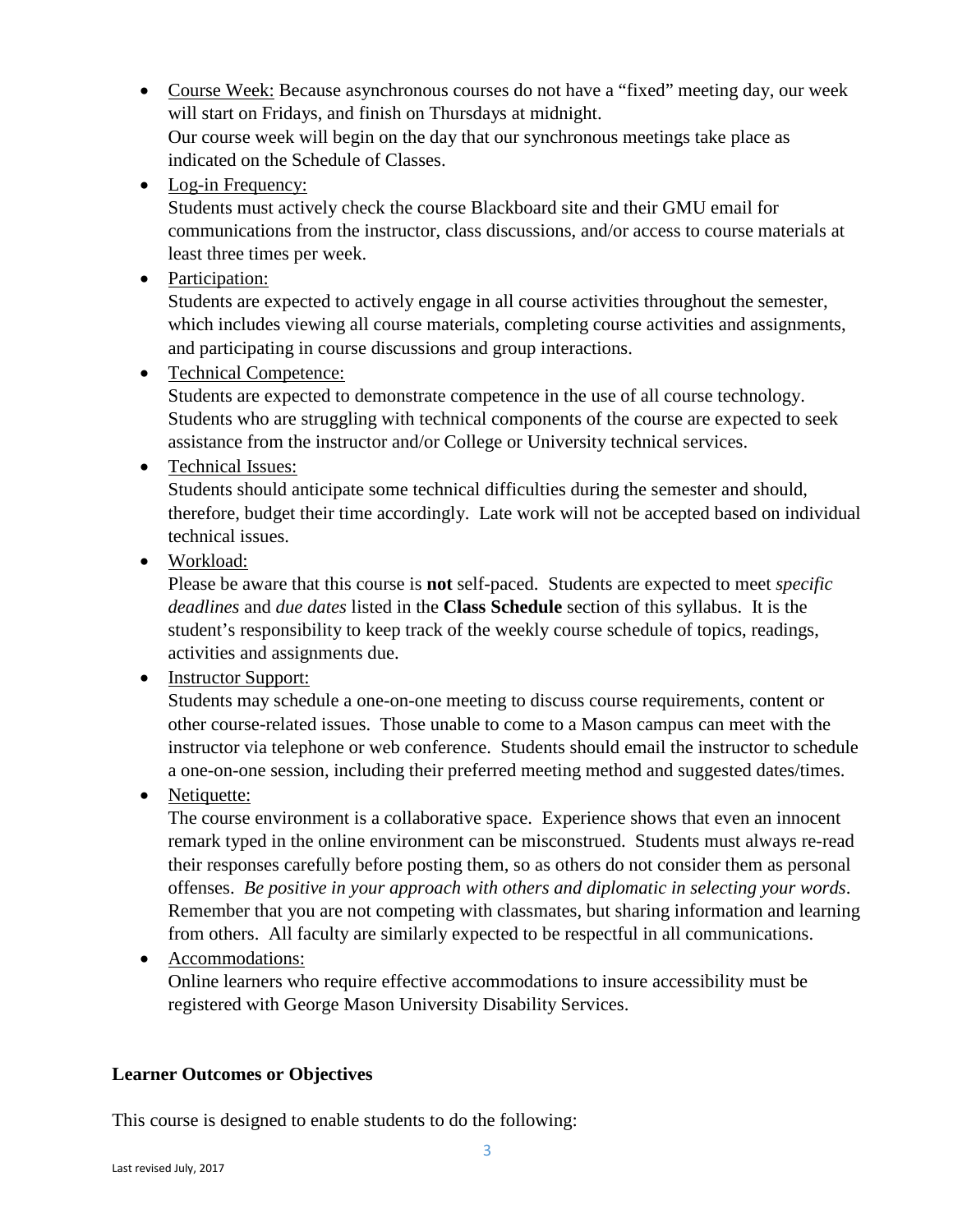- Course Week: Because asynchronous courses do not have a "fixed" meeting day, our week will start on Fridays, and finish on Thursdays at midnight.
  Our course week will begin on the day that our synchronous meetings take place as indicated on the Schedule of Classes.
- Log-in Frequency:
  Students must actively check the course Blackboard site and their GMU email for communications from the instructor, class discussions, and/or access to course materials at least three times per week.
- Participation:
  Students are expected to actively engage in all course activities throughout the semester, which includes viewing all course materials, completing course activities and assignments, and participating in course discussions and group interactions.
- Technical Competence:
  Students are expected to demonstrate competence in the use of all course technology. Students who are struggling with technical components of the course are expected to seek assistance from the instructor and/or College or University technical services.
- Technical Issues:
  Students should anticipate some technical difficulties during the semester and should, therefore, budget their time accordingly. Late work will not be accepted based on individual technical issues.
- Workload:
  Please be aware that this course is **not** self-paced. Students are expected to meet *specific deadlines* and *due dates* listed in the **Class Schedule** section of this syllabus. It is the student's responsibility to keep track of the weekly course schedule of topics, readings, activities and assignments due.
- Instructor Support:
  Students may schedule a one-on-one meeting to discuss course requirements, content or other course-related issues. Those unable to come to a Mason campus can meet with the instructor via telephone or web conference. Students should email the instructor to schedule a one-on-one session, including their preferred meeting method and suggested dates/times.
- Netiquette:
  The course environment is a collaborative space. Experience shows that even an innocent remark typed in the online environment can be misconstrued. Students must always re-read their responses carefully before posting them, so as others do not consider them as personal offenses. *Be positive in your approach with others and diplomatic in selecting your words*. Remember that you are not competing with classmates, but sharing information and learning from others. All faculty are similarly expected to be respectful in all communications.
- Accommodations:
  Online learners who require effective accommodations to insure accessibility must be registered with George Mason University Disability Services.

**Learner Outcomes or Objectives**

This course is designed to enable students to do the following: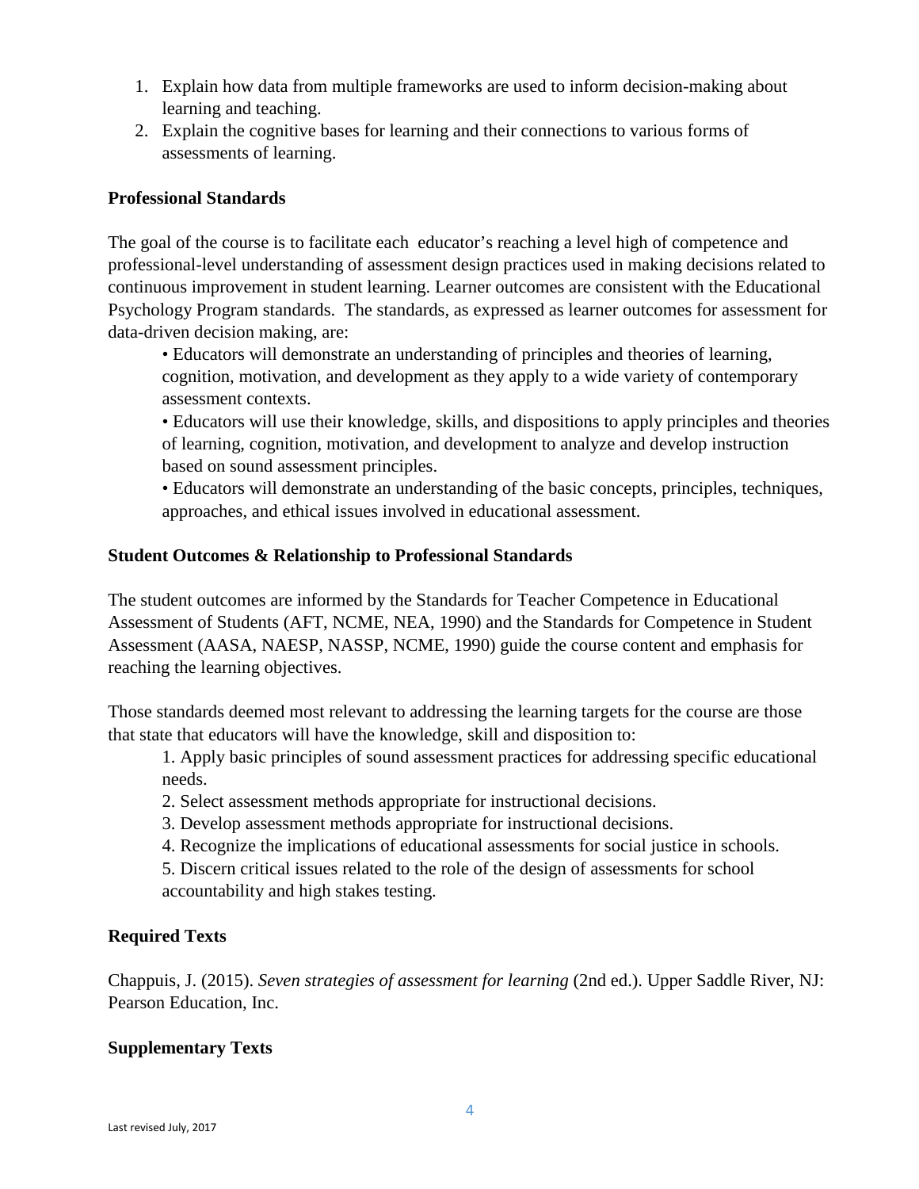1. Explain how data from multiple frameworks are used to inform decision-making about learning and teaching.
2. Explain the cognitive bases for learning and their connections to various forms of assessments of learning.

**Professional Standards**

The goal of the course is to facilitate each educator's reaching a level high of competence and professional-level understanding of assessment design practices used in making decisions related to continuous improvement in student learning. Learner outcomes are consistent with the Educational Psychology Program standards. The standards, as expressed as learner outcomes for assessment for data-driven decision making, are:

- Educators will demonstrate an understanding of principles and theories of learning, cognition, motivation, and development as they apply to a wide variety of contemporary assessment contexts.
- Educators will use their knowledge, skills, and dispositions to apply principles and theories of learning, cognition, motivation, and development to analyze and develop instruction based on sound assessment principles.
- Educators will demonstrate an understanding of the basic concepts, principles, techniques, approaches, and ethical issues involved in educational assessment.

**Student Outcomes & Relationship to Professional Standards**

The student outcomes are informed by the Standards for Teacher Competence in Educational Assessment of Students (AFT, NCME, NEA, 1990) and the Standards for Competence in Student Assessment (AASA, NAESP, NASSP, NCME, 1990) guide the course content and emphasis for reaching the learning objectives.

Those standards deemed most relevant to addressing the learning targets for the course are those that state that educators will have the knowledge, skill and disposition to:

1. Apply basic principles of sound assessment practices for addressing specific educational needs.
2. Select assessment methods appropriate for instructional decisions.
3. Develop assessment methods appropriate for instructional decisions.
4. Recognize the implications of educational assessments for social justice in schools.
5. Discern critical issues related to the role of the design of assessments for school accountability and high stakes testing.

**Required Texts**

Chappuis, J. (2015). *Seven strategies of assessment for learning* (2nd ed.). Upper Saddle River, NJ: Pearson Education, Inc.

**Supplementary Texts**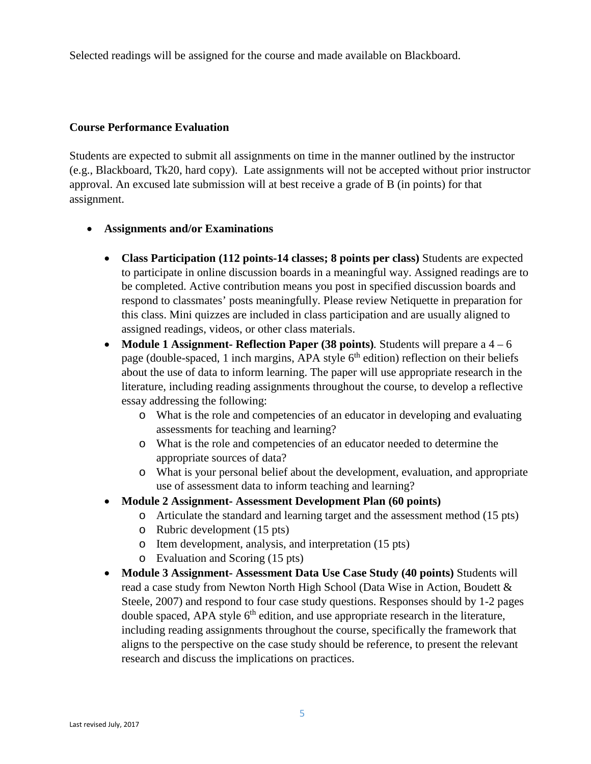Selected readings will be assigned for the course and made available on Blackboard.

**Course Performance Evaluation**

Students are expected to submit all assignments on time in the manner outlined by the instructor (e.g., Blackboard, Tk20, hard copy). Late assignments will not be accepted without prior instructor approval. An excused late submission will at best receive a grade of B (in points) for that assignment.

- **Assignments and/or Examinations**
  - **Class Participation (112 points-14 classes; 8 points per class)** Students are expected to participate in online discussion boards in a meaningful way. Assigned readings are to be completed. Active contribution means you post in specified discussion boards and respond to classmates' posts meaningfully. Please review Netiquette in preparation for this class. Mini quizzes are included in class participation and are usually aligned to assigned readings, videos, or other class materials.
  - **Module 1 Assignment- Reflection Paper (38 points)**. Students will prepare a 4 – 6 page (double-spaced, 1 inch margins, APA style 6th edition) reflection on their beliefs about the use of data to inform learning. The paper will use appropriate research in the literature, including reading assignments throughout the course, to develop a reflective essay addressing the following:
    - What is the role and competencies of an educator in developing and evaluating assessments for teaching and learning?
    - What is the role and competencies of an educator needed to determine the appropriate sources of data?
    - What is your personal belief about the development, evaluation, and appropriate use of assessment data to inform teaching and learning?
  - **Module 2 Assignment- Assessment Development Plan (60 points)**
    - Articulate the standard and learning target and the assessment method (15 pts)
    - Rubric development (15 pts)
    - Item development, analysis, and interpretation (15 pts)
    - Evaluation and Scoring (15 pts)
  - **Module 3 Assignment- Assessment Data Use Case Study (40 points)** Students will read a case study from Newton North High School (Data Wise in Action, Boudett & Steele, 2007) and respond to four case study questions. Responses should by 1-2 pages double spaced, APA style 6th edition, and use appropriate research in the literature, including reading assignments throughout the course, specifically the framework that aligns to the perspective on the case study should be reference, to present the relevant research and discuss the implications on practices.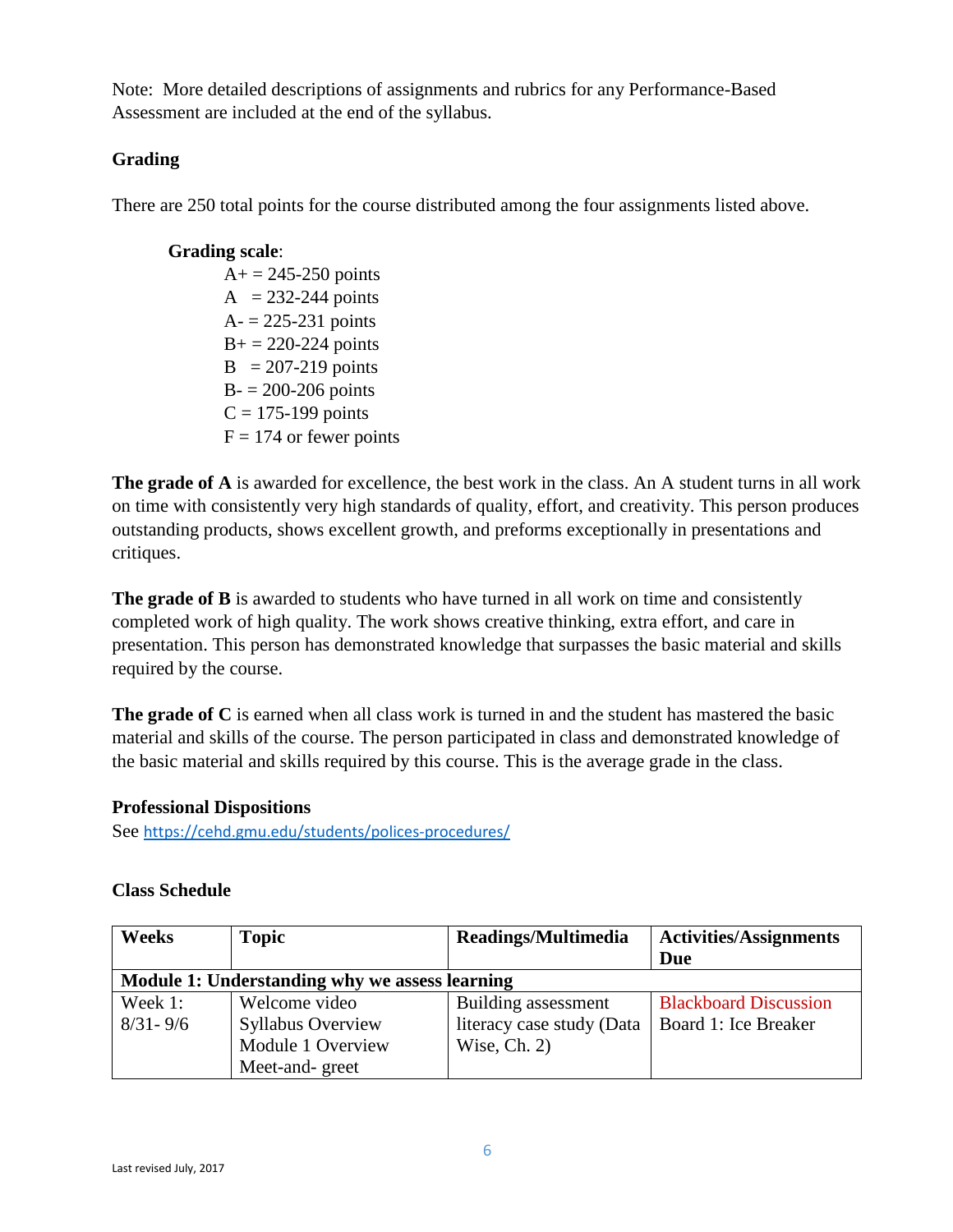Note: More detailed descriptions of assignments and rubrics for any Performance-Based Assessment are included at the end of the syllabus.

### Grading

There are 250 total points for the course distributed among the four assignments listed above.

**Grading scale**:

- A+ = 245-250 points
- A = 232-244 points
- A- = 225-231 points
- B+ = 220-224 points
- B = 207-219 points
- B- = 200-206 points
- C = 175-199 points
- F = 174 or fewer points

**The grade of A** is awarded for excellence, the best work in the class. An A student turns in all work on time with consistently very high standards of quality, effort, and creativity. This person produces outstanding products, shows excellent growth, and preforms exceptionally in presentations and critiques.

**The grade of B** is awarded to students who have turned in all work on time and consistently completed work of high quality. The work shows creative thinking, extra effort, and care in presentation. This person has demonstrated knowledge that surpasses the basic material and skills required by the course.

**The grade of C** is earned when all class work is turned in and the student has mastered the basic material and skills of the course. The person participated in class and demonstrated knowledge of the basic material and skills required by this course. This is the average grade in the class.

### Professional Dispositions

See https://cehd.gmu.edu/students/polices-procedures/

### Class Schedule

| Weeks | Topic | Readings/Multimedia | Activities/Assignments Due |
|---|---|---|---|
| **Module 1: Understanding why we assess learning** | | | |
| Week 1: 8/31- 9/6 | Welcome video<br>Syllabus Overview<br>Module 1 Overview<br>Meet-and- greet | Building assessment literacy case study (Data Wise, Ch. 2) | Blackboard Discussion Board 1: Ice Breaker |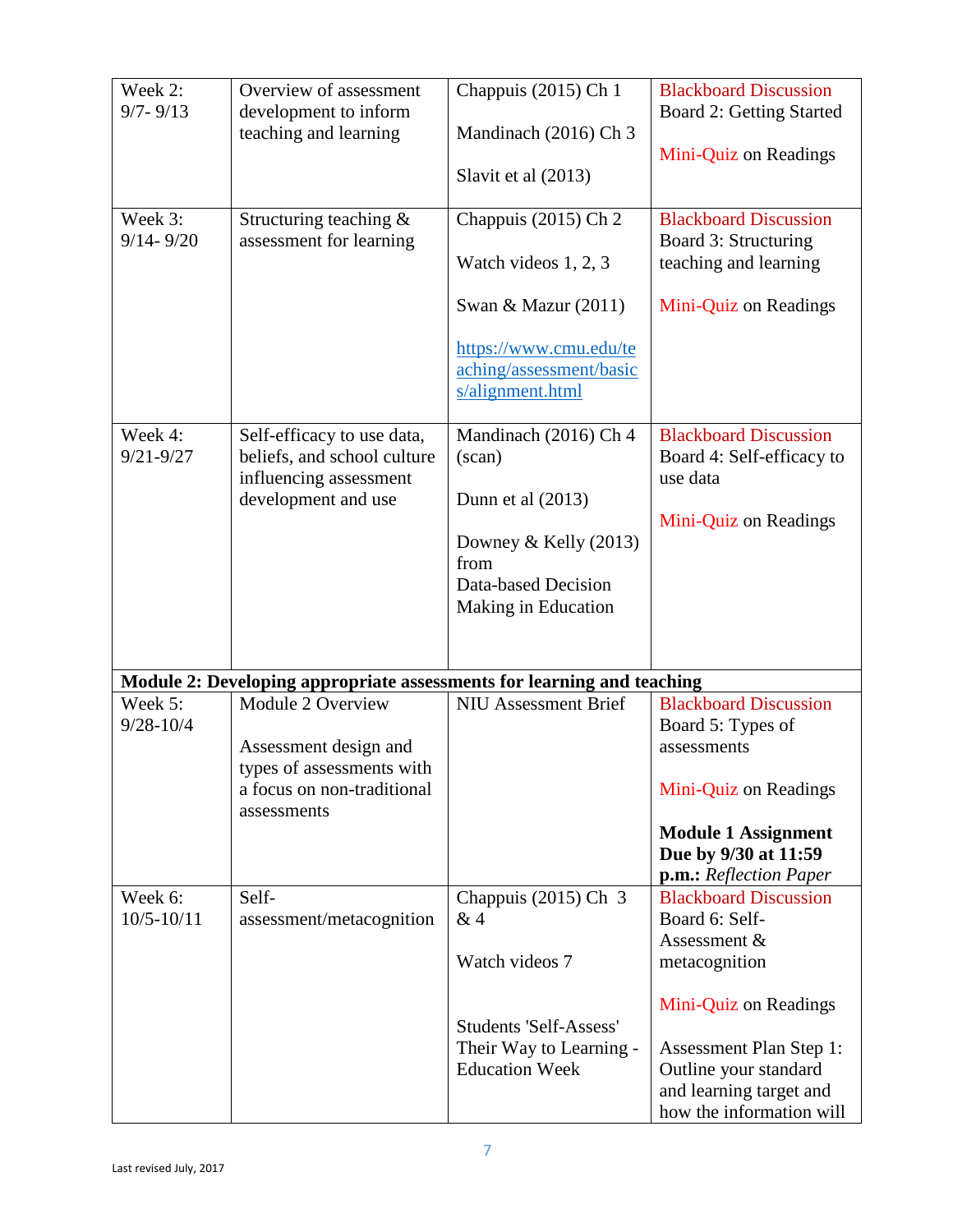| Week 2: 9/7- 9/13 | Overview of assessment development to inform teaching and learning | Chappuis (2015) Ch 1<br><br>Mandinach (2016) Ch 3<br><br>Slavit et al (2013) | Blackboard Discussion Board 2: Getting Started<br><br>Mini-Quiz on Readings |
|---|---|---|---|
| Week 3: 9/14- 9/20 | Structuring teaching & assessment for learning | Chappuis (2015) Ch 2<br><br>Watch videos 1, 2, 3<br><br>Swan & Mazur (2011)<br><br>https://www.cmu.edu/teaching/assessment/basics/alignment.html | Blackboard Discussion Board 3: Structuring teaching and learning<br><br>Mini-Quiz on Readings |
| Week 4: 9/21-9/27 | Self-efficacy to use data, beliefs, and school culture influencing assessment development and use | Mandinach (2016) Ch 4 (scan)<br><br>Dunn et al (2013)<br><br>Downey & Kelly (2013) from Data-based Decision Making in Education | Blackboard Discussion Board 4: Self-efficacy to use data<br><br>Mini-Quiz on Readings |
| **Module 2: Developing appropriate assessments for learning and teaching** | | | |
| Week 5: 9/28-10/4 | Module 2 Overview<br><br>Assessment design and types of assessments with a focus on non-traditional assessments | NIU Assessment Brief | Blackboard Discussion Board 5: Types of assessments<br><br>Mini-Quiz on Readings<br><br>**Module 1 Assignment Due by 9/30 at 11:59 p.m.:** *Reflection Paper* |
| Week 6: 10/5-10/11 | Self-assessment/metacognition | Chappuis (2015) Ch 3 & 4<br><br>Watch videos 7<br><br>Students 'Self-Assess' Their Way to Learning - Education Week | Blackboard Discussion Board 6: Self-Assessment & metacognition<br><br>Mini-Quiz on Readings<br><br>Assessment Plan Step 1: Outline your standard and learning target and how the information will |

Last revised July, 2017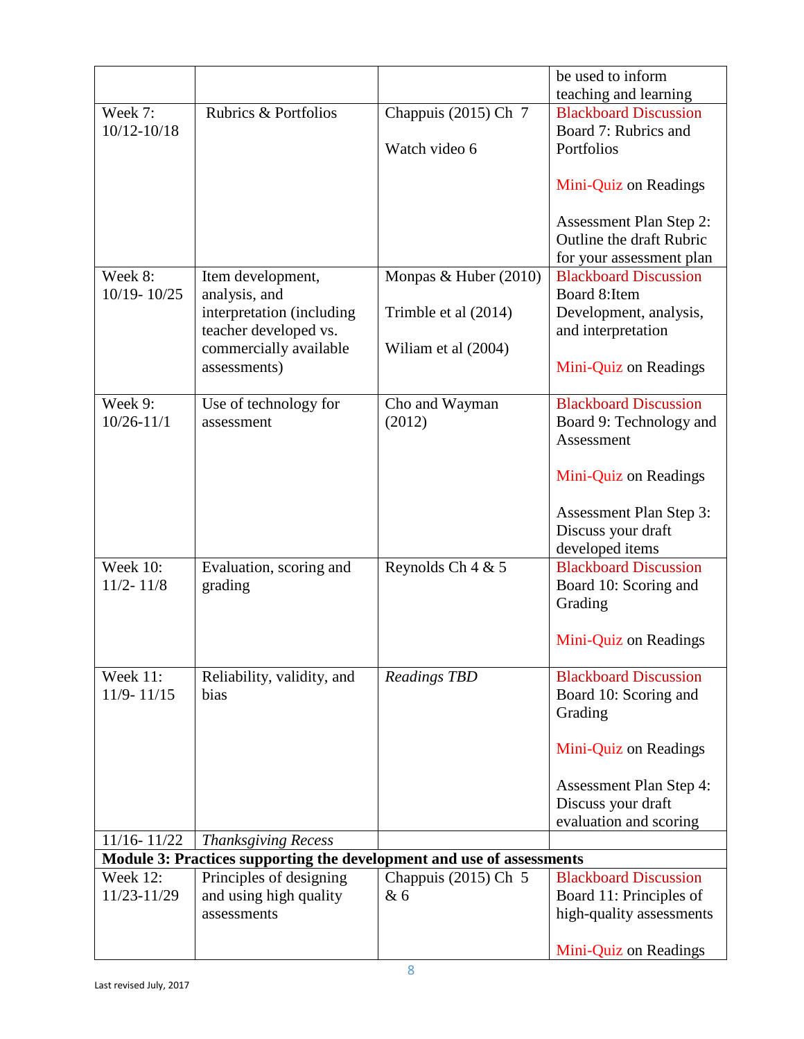| | | | be used to inform teaching and learning |
|---|---|---|---|
| Week 7: 10/12-10/18 | Rubrics & Portfolios | Chappuis (2015) Ch 7<br><br>Watch video 6 | Blackboard Discussion Board 7: Rubrics and Portfolios<br><br>Mini-Quiz on Readings<br><br>Assessment Plan Step 2: Outline the draft Rubric for your assessment plan |
| Week 8: 10/19- 10/25 | Item development, analysis, and interpretation (including teacher developed vs. commercially available assessments) | Monpas & Huber (2010)<br><br>Trimble et al (2014)<br><br>Wiliam et al (2004) | Blackboard Discussion Board 8:Item Development, analysis, and interpretation<br><br>Mini-Quiz on Readings |
| Week 9: 10/26-11/1 | Use of technology for assessment | Cho and Wayman (2012) | Blackboard Discussion Board 9: Technology and Assessment<br><br>Mini-Quiz on Readings<br><br>Assessment Plan Step 3: Discuss your draft developed items |
| Week 10: 11/2- 11/8 | Evaluation, scoring and grading | Reynolds Ch 4 & 5 | Blackboard Discussion Board 10: Scoring and Grading<br><br>Mini-Quiz on Readings |
| Week 11: 11/9- 11/15 | Reliability, validity, and bias | *Readings TBD* | Blackboard Discussion Board 10: Scoring and Grading<br><br>Mini-Quiz on Readings<br><br>Assessment Plan Step 4: Discuss your draft evaluation and scoring |
| 11/16- 11/22 | *Thanksgiving Recess* | | |
| **Module 3: Practices supporting the development and use of assessments** | | | |
| Week 12: 11/23-11/29 | Principles of designing and using high quality assessments | Chappuis (2015) Ch 5 & 6 | Blackboard Discussion Board 11: Principles of high-quality assessments<br><br>Mini-Quiz on Readings |

Last revised July, 2017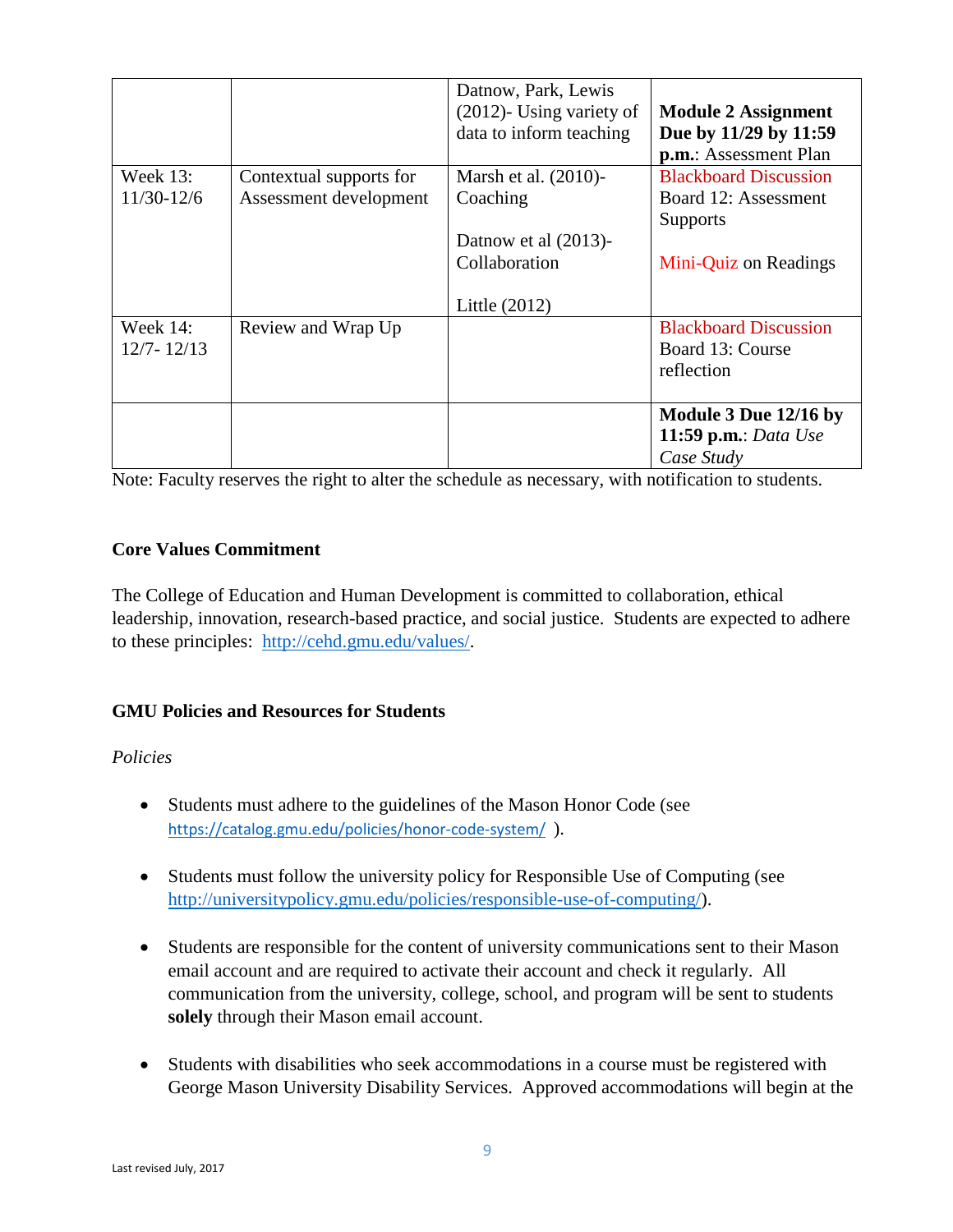| | | | |
|---|---|---|---|
| | | Datnow, Park, Lewis (2012)- Using variety of data to inform teaching | **Module 2 Assignment Due by 11/29 by 11:59 p.m.**: Assessment Plan |
| Week 13: 11/30-12/6 | Contextual supports for Assessment development | Marsh et al. (2010)- Coaching<br><br>Datnow et al (2013)- Collaboration<br><br>Little (2012) | Blackboard Discussion Board 12: Assessment Supports<br><br>Mini-Quiz on Readings |
| Week 14: 12/7- 12/13 | Review and Wrap Up | | Blackboard Discussion Board 13: Course reflection |
| | | | **Module 3 Due 12/16 by 11:59 p.m.**: *Data Use Case Study* |

Note: Faculty reserves the right to alter the schedule as necessary, with notification to students.

**Core Values Commitment**

The College of Education and Human Development is committed to collaboration, ethical leadership, innovation, research-based practice, and social justice. Students are expected to adhere to these principles: http://cehd.gmu.edu/values/.

**GMU Policies and Resources for Students**

*Policies*

- Students must adhere to the guidelines of the Mason Honor Code (see https://catalog.gmu.edu/policies/honor-code-system/ ).

- Students must follow the university policy for Responsible Use of Computing (see http://universitypolicy.gmu.edu/policies/responsible-use-of-computing/).

- Students are responsible for the content of university communications sent to their Mason email account and are required to activate their account and check it regularly. All communication from the university, college, school, and program will be sent to students **solely** through their Mason email account.

- Students with disabilities who seek accommodations in a course must be registered with George Mason University Disability Services. Approved accommodations will begin at the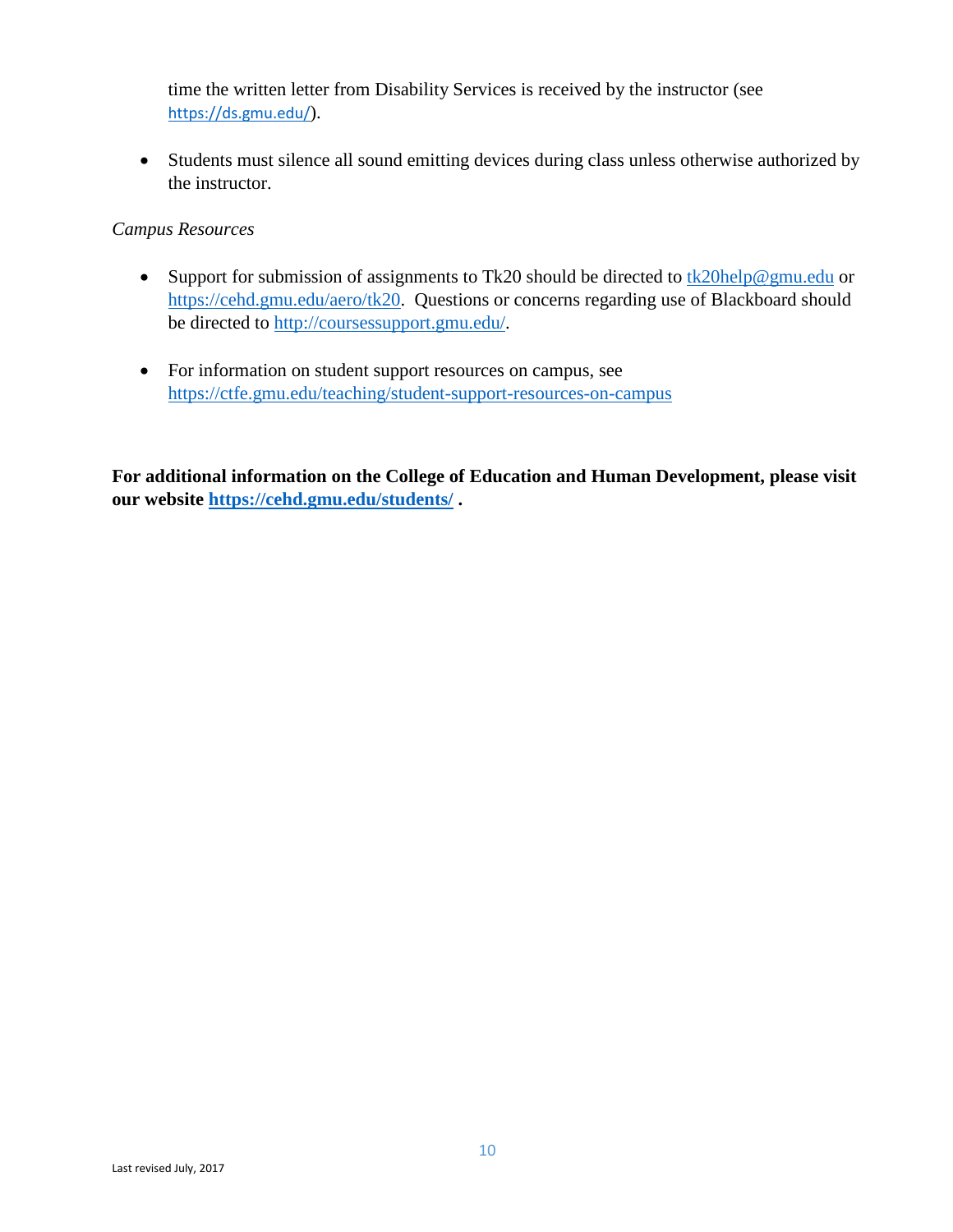time the written letter from Disability Services is received by the instructor (see https://ds.gmu.edu/).

- Students must silence all sound emitting devices during class unless otherwise authorized by the instructor.

*Campus Resources*

- Support for submission of assignments to Tk20 should be directed to tk20help@gmu.edu or https://cehd.gmu.edu/aero/tk20. Questions or concerns regarding use of Blackboard should be directed to http://coursessupport.gmu.edu/.

- For information on student support resources on campus, see https://ctfe.gmu.edu/teaching/student-support-resources-on-campus

**For additional information on the College of Education and Human Development, please visit our website https://cehd.gmu.edu/students/ .**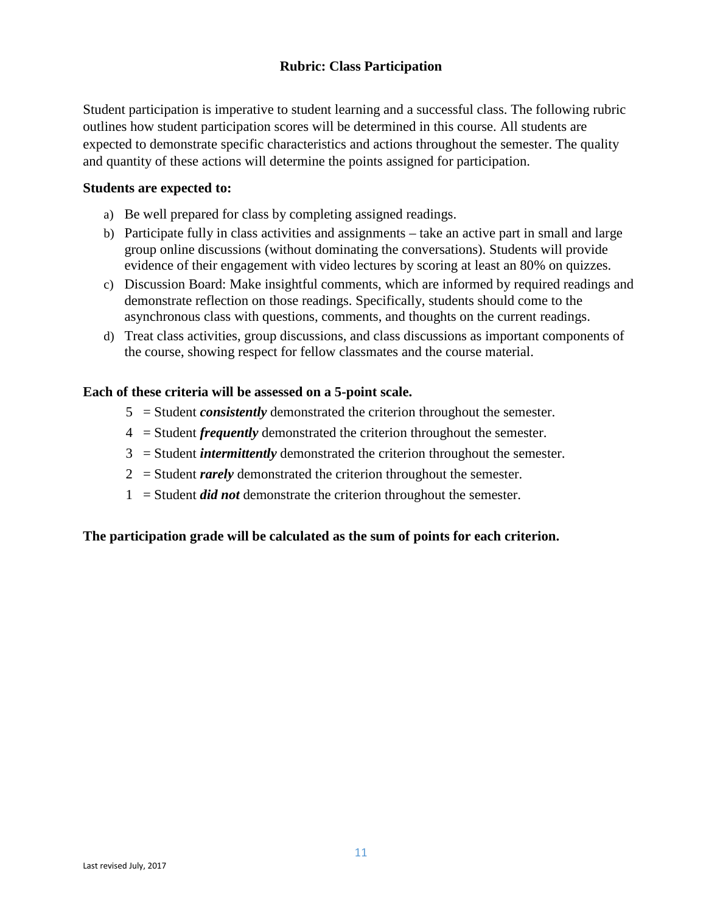## Rubric: Class Participation

Student participation is imperative to student learning and a successful class. The following rubric outlines how student participation scores will be determined in this course. All students are expected to demonstrate specific characteristics and actions throughout the semester. The quality and quantity of these actions will determine the points assigned for participation.

**Students are expected to:**

a) Be well prepared for class by completing assigned readings.
b) Participate fully in class activities and assignments – take an active part in small and large group online discussions (without dominating the conversations). Students will provide evidence of their engagement with video lectures by scoring at least an 80% on quizzes.
c) Discussion Board: Make insightful comments, which are informed by required readings and demonstrate reflection on those readings. Specifically, students should come to the asynchronous class with questions, comments, and thoughts on the current readings.
d) Treat class activities, group discussions, and class discussions as important components of the course, showing respect for fellow classmates and the course material.

**Each of these criteria will be assessed on a 5-point scale.**

- 5 = Student ***consistently*** demonstrated the criterion throughout the semester.
- 4 = Student ***frequently*** demonstrated the criterion throughout the semester.
- 3 = Student ***intermittently*** demonstrated the criterion throughout the semester.
- 2 = Student ***rarely*** demonstrated the criterion throughout the semester.
- 1 = Student ***did not*** demonstrate the criterion throughout the semester.

**The participation grade will be calculated as the sum of points for each criterion.**

Last revised July, 2017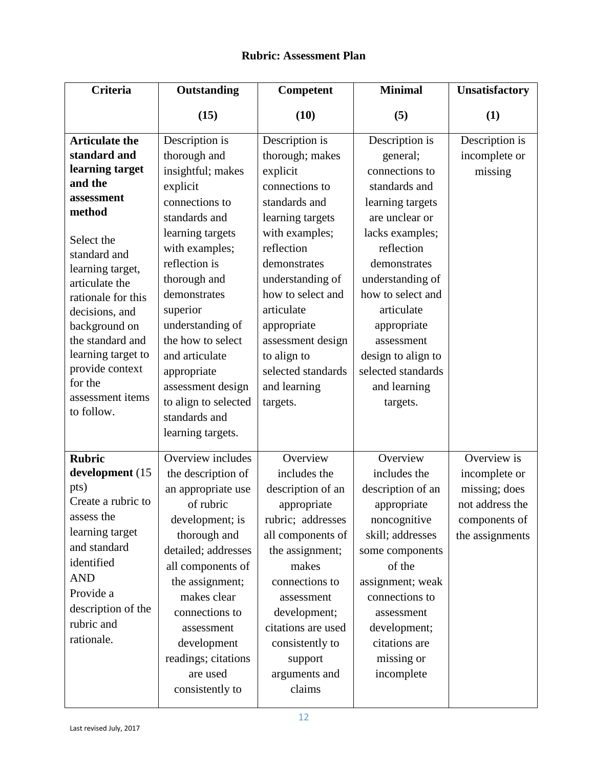**Rubric: Assessment Plan**

| Criteria | Outstanding (15) | Competent (10) | Minimal (5) | Unsatisfactory (1) |
|---|---|---|---|---|
| **Articulate the standard and learning target and the assessment method** Select the standard and learning target, articulate the rationale for this decisions, and background on the standard and learning target to provide context for the assessment items to follow. | Description is thorough and insightful; makes explicit connections to standards and learning targets with examples; reflection is thorough and demonstrates superior understanding of the how to select and articulate appropriate assessment design to align to selected standards and learning targets. | Description is thorough; makes explicit connections to standards and learning targets with examples; reflection demonstrates understanding of how to select and articulate appropriate assessment design to align to selected standards and learning targets. | Description is general; connections to standards and learning targets are unclear or lacks examples; reflection demonstrates understanding of how to select and articulate appropriate assessment design to align to selected standards and learning targets. | Description is incomplete or missing |
| **Rubric development** (15 pts) Create a rubric to assess the learning target and standard identified AND Provide a description of the rubric and rationale. | Overview includes the description of an appropriate use of rubric development; is thorough and detailed; addresses all components of the assignment; makes clear connections to assessment development readings; citations are used consistently to | Overview includes the description of an appropriate rubric; addresses all components of the assignment; makes connections to assessment development; citations are used consistently to support arguments and claims | Overview includes the description of an appropriate noncognitive skill; addresses some components of the assignment; weak connections to assessment development; citations are missing or incomplete | Overview is incomplete or missing; does not address the components of the assignments |

Last revised July, 2017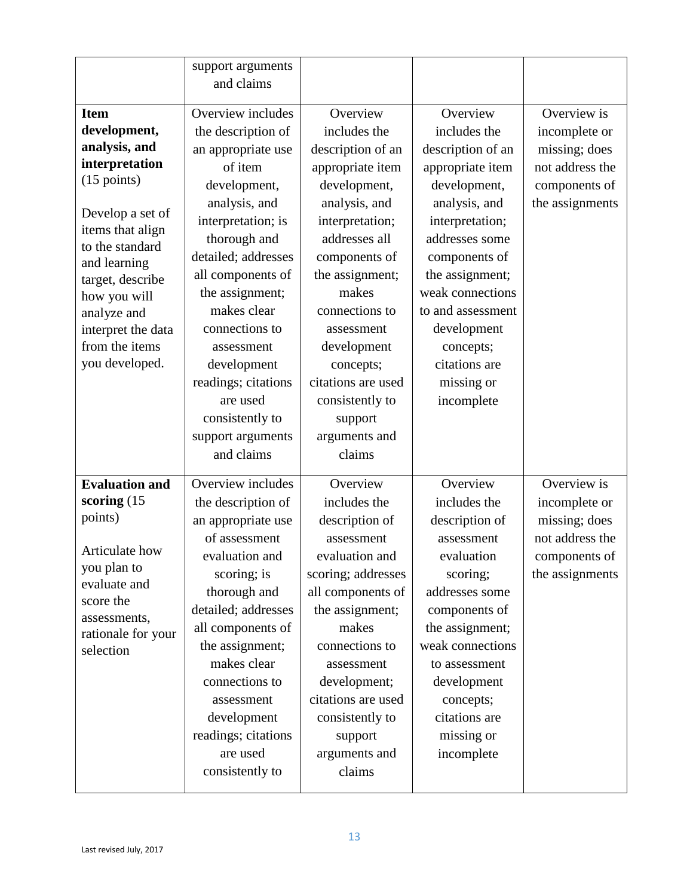| | | | | |
|---|---|---|---|---|
| | support arguments and claims | | | |
| **Item development, analysis, and interpretation** (15 points)<br><br>Develop a set of items that align to the standard and learning target, describe how you will analyze and interpret the data from the items you developed. | Overview includes the description of an appropriate use of item development, analysis, and interpretation; is thorough and detailed; addresses all components of the assignment; makes clear connections to assessment development readings; citations are used consistently to support arguments and claims | Overview includes the description of an appropriate item development, analysis, and interpretation; addresses all components of the assignment; makes connections to assessment development concepts; citations are used consistently to support arguments and claims | Overview includes the description of an appropriate item development, analysis, and interpretation; addresses some components of the assignment; weak connections to and assessment development concepts; citations are missing or incomplete | Overview is incomplete or missing; does not address the components of the assignments |
| **Evaluation and scoring** (15 points)<br><br>Articulate how you plan to evaluate and score the assessments, rationale for your selection | Overview includes the description of an appropriate use of assessment evaluation and scoring; is thorough and detailed; addresses all components of the assignment; makes clear connections to assessment development readings; citations are used consistently to | Overview includes the description of assessment evaluation and scoring; addresses all components of the assignment; makes connections to assessment development; citations are used consistently to support arguments and claims | Overview includes the description of assessment evaluation scoring; addresses some components of the assignment; weak connections to assessment development concepts; citations are missing or incomplete | Overview is incomplete or missing; does not address the components of the assignments |

Last revised July, 2017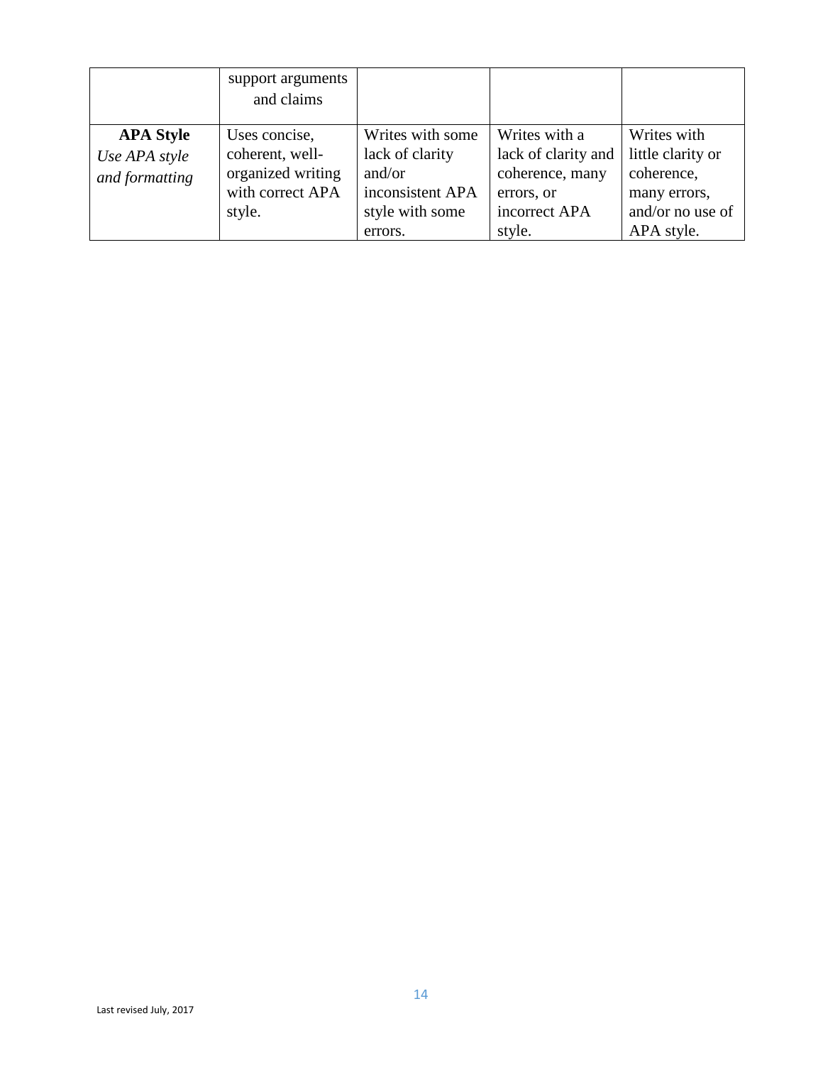| | | | | |
|---|---|---|---|---|
| | support arguments and claims | | | |
| **APA Style** *Use APA style and formatting* | Uses concise, coherent, well-organized writing with correct APA style. | Writes with some lack of clarity and/or inconsistent APA style with some errors. | Writes with a lack of clarity and coherence, many errors, or incorrect APA style. | Writes with little clarity or coherence, many errors, and/or no use of APA style. |

Last revised July, 2017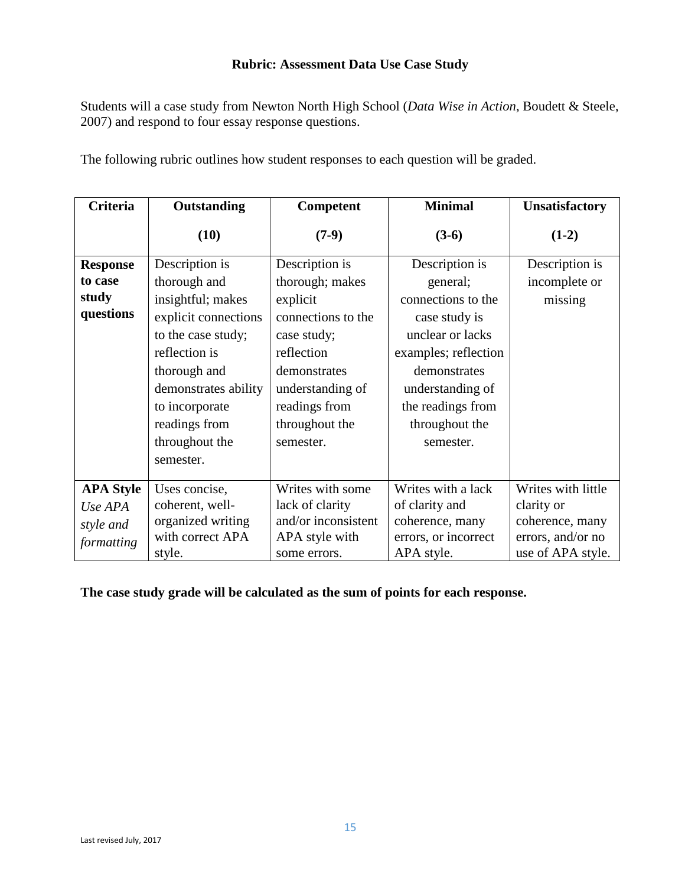**Rubric: Assessment Data Use Case Study**

Students will a case study from Newton North High School (*Data Wise in Action*, Boudett & Steele, 2007) and respond to four essay response questions.

The following rubric outlines how student responses to each question will be graded.

| Criteria | Outstanding (10) | Competent (7-9) | Minimal (3-6) | Unsatisfactory (1-2) |
|---|---|---|---|---|
| **Response to case study questions** | Description is thorough and insightful; makes explicit connections to the case study; reflection is thorough and demonstrates ability to incorporate readings from throughout the semester. | Description is thorough; makes explicit connections to the case study; reflection demonstrates understanding of readings from throughout the semester. | Description is general; connections to the case study is unclear or lacks examples; reflection demonstrates understanding of the readings from throughout the semester. | Description is incomplete or missing |
| **APA Style** *Use APA style and formatting* | Uses concise, coherent, well-organized writing with correct APA style. | Writes with some lack of clarity and/or inconsistent APA style with some errors. | Writes with a lack of clarity and coherence, many errors, or incorrect APA style. | Writes with little clarity or coherence, many errors, and/or no use of APA style. |

**The case study grade will be calculated as the sum of points for each response.**

Last revised July, 2017